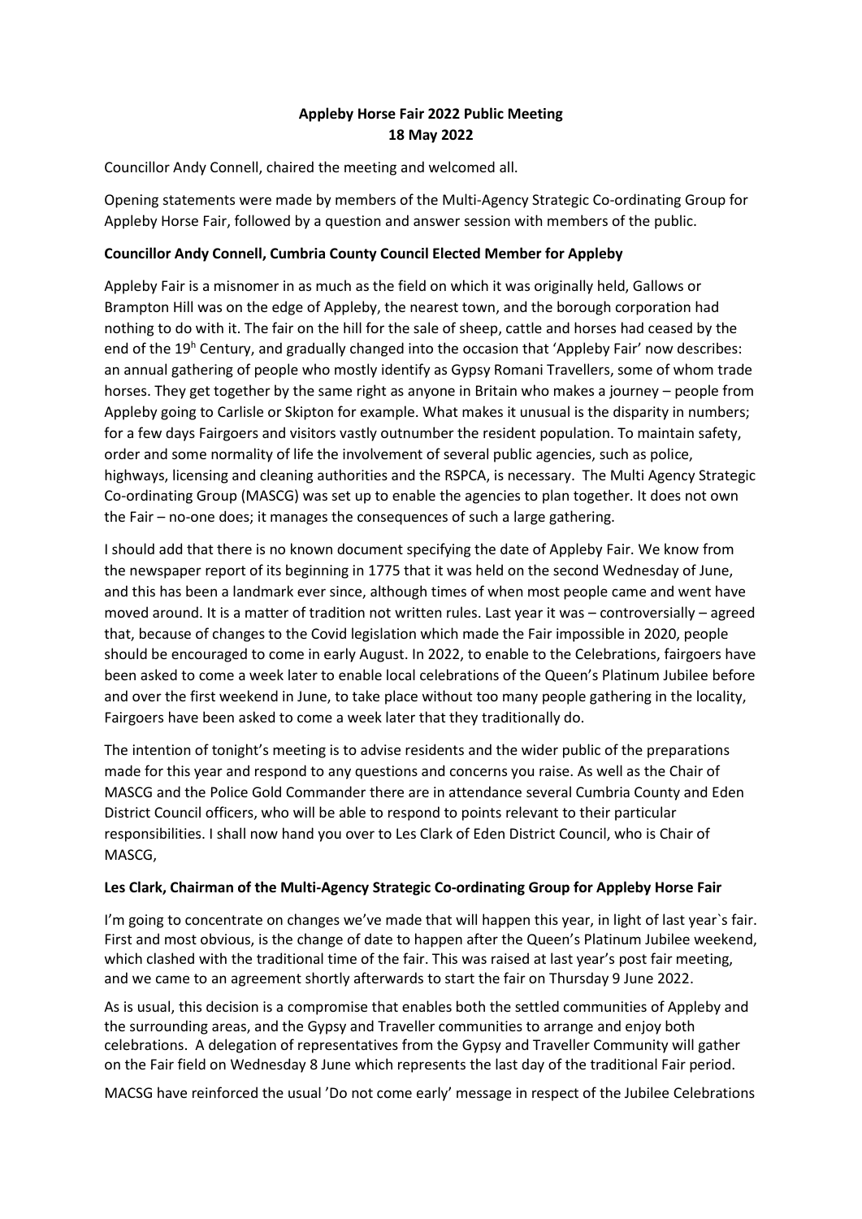# Appleby Horse Fair 2022 Public Meeting
## 18 May 2022

Councillor Andy Connell, chaired the meeting and welcomed all.

Opening statements were made by members of the Multi-Agency Strategic Co-ordinating Group for Appleby Horse Fair, followed by a question and answer session with members of the public.

### Councillor Andy Connell, Cumbria County Council Elected Member for Appleby

Appleby Fair is a misnomer in as much as the field on which it was originally held, Gallows or Brampton Hill was on the edge of Appleby, the nearest town, and the borough corporation had nothing to do with it. The fair on the hill for the sale of sheep, cattle and horses had ceased by the end of the 19h Century, and gradually changed into the occasion that 'Appleby Fair' now describes: an annual gathering of people who mostly identify as Gypsy Romani Travellers, some of whom trade horses. They get together by the same right as anyone in Britain who makes a journey – people from Appleby going to Carlisle or Skipton for example. What makes it unusual is the disparity in numbers; for a few days Fairgoers and visitors vastly outnumber the resident population. To maintain safety, order and some normality of life the involvement of several public agencies, such as police, highways, licensing and cleaning authorities and the RSPCA, is necessary. The Multi Agency Strategic Co-ordinating Group (MASCG) was set up to enable the agencies to plan together. It does not own the Fair – no-one does; it manages the consequences of such a large gathering.

I should add that there is no known document specifying the date of Appleby Fair. We know from the newspaper report of its beginning in 1775 that it was held on the second Wednesday of June, and this has been a landmark ever since, although times of when most people came and went have moved around. It is a matter of tradition not written rules. Last year it was – controversially – agreed that, because of changes to the Covid legislation which made the Fair impossible in 2020, people should be encouraged to come in early August. In 2022, to enable to the Celebrations, fairgoers have been asked to come a week later to enable local celebrations of the Queen's Platinum Jubilee before and over the first weekend in June, to take place without too many people gathering in the locality, Fairgoers have been asked to come a week later that they traditionally do.

The intention of tonight's meeting is to advise residents and the wider public of the preparations made for this year and respond to any questions and concerns you raise. As well as the Chair of MASCG and the Police Gold Commander there are in attendance several Cumbria County and Eden District Council officers, who will be able to respond to points relevant to their particular responsibilities. I shall now hand you over to Les Clark of Eden District Council, who is Chair of MASCG,

### Les Clark, Chairman of the Multi-Agency Strategic Co-ordinating Group for Appleby Horse Fair

I'm going to concentrate on changes we've made that will happen this year, in light of last year`s fair. First and most obvious, is the change of date to happen after the Queen's Platinum Jubilee weekend, which clashed with the traditional time of the fair. This was raised at last year's post fair meeting, and we came to an agreement shortly afterwards to start the fair on Thursday 9 June 2022.

As is usual, this decision is a compromise that enables both the settled communities of Appleby and the surrounding areas, and the Gypsy and Traveller communities to arrange and enjoy both celebrations. A delegation of representatives from the Gypsy and Traveller Community will gather on the Fair field on Wednesday 8 June which represents the last day of the traditional Fair period.

MACSG have reinforced the usual 'Do not come early' message in respect of the Jubilee Celebrations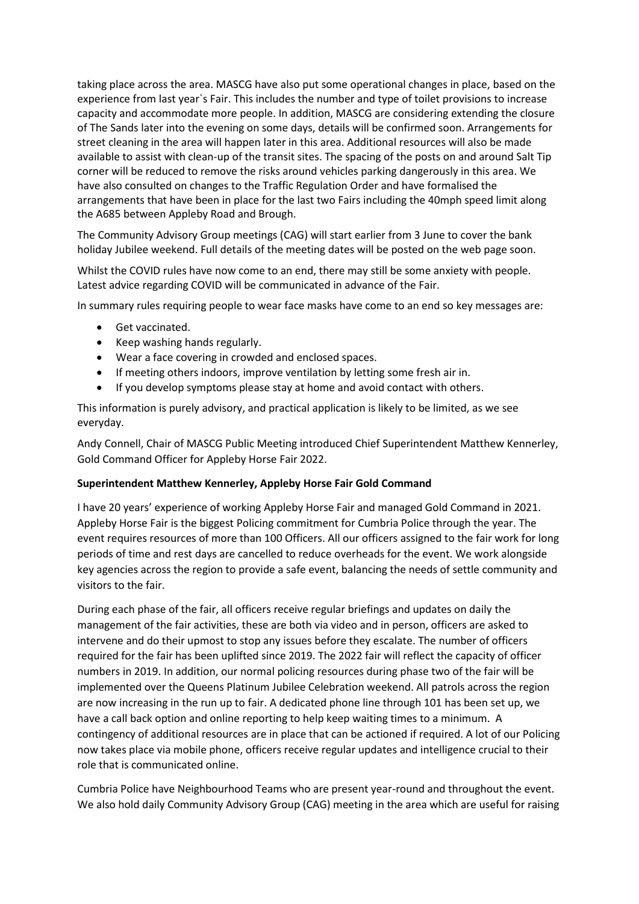taking place across the area. MASCG have also put some operational changes in place, based on the experience from last year`s Fair. This includes the number and type of toilet provisions to increase capacity and accommodate more people. In addition, MASCG are considering extending the closure of The Sands later into the evening on some days, details will be confirmed soon. Arrangements for street cleaning in the area will happen later in this area. Additional resources will also be made available to assist with clean-up of the transit sites. The spacing of the posts on and around Salt Tip corner will be reduced to remove the risks around vehicles parking dangerously in this area. We have also consulted on changes to the Traffic Regulation Order and have formalised the arrangements that have been in place for the last two Fairs including the 40mph speed limit along the A685 between Appleby Road and Brough.

The Community Advisory Group meetings (CAG) will start earlier from 3 June to cover the bank holiday Jubilee weekend. Full details of the meeting dates will be posted on the web page soon.

Whilst the COVID rules have now come to an end, there may still be some anxiety with people. Latest advice regarding COVID will be communicated in advance of the Fair.

In summary rules requiring people to wear face masks have come to an end so key messages are:

- Get vaccinated.
- Keep washing hands regularly.
- Wear a face covering in crowded and enclosed spaces.
- If meeting others indoors, improve ventilation by letting some fresh air in.
- If you develop symptoms please stay at home and avoid contact with others.

This information is purely advisory, and practical application is likely to be limited, as we see everyday.

Andy Connell, Chair of MASCG Public Meeting introduced Chief Superintendent Matthew Kennerley, Gold Command Officer for Appleby Horse Fair 2022.

**Superintendent Matthew Kennerley, Appleby Horse Fair Gold Command**

I have 20 years' experience of working Appleby Horse Fair and managed Gold Command in 2021. Appleby Horse Fair is the biggest Policing commitment for Cumbria Police through the year. The event requires resources of more than 100 Officers. All our officers assigned to the fair work for long periods of time and rest days are cancelled to reduce overheads for the event. We work alongside key agencies across the region to provide a safe event, balancing the needs of settle community and visitors to the fair.

During each phase of the fair, all officers receive regular briefings and updates on daily the management of the fair activities, these are both via video and in person, officers are asked to intervene and do their upmost to stop any issues before they escalate. The number of officers required for the fair has been uplifted since 2019. The 2022 fair will reflect the capacity of officer numbers in 2019. In addition, our normal policing resources during phase two of the fair will be implemented over the Queens Platinum Jubilee Celebration weekend. All patrols across the region are now increasing in the run up to fair. A dedicated phone line through 101 has been set up, we have a call back option and online reporting to help keep waiting times to a minimum. A contingency of additional resources are in place that can be actioned if required. A lot of our Policing now takes place via mobile phone, officers receive regular updates and intelligence crucial to their role that is communicated online.

Cumbria Police have Neighbourhood Teams who are present year-round and throughout the event. We also hold daily Community Advisory Group (CAG) meeting in the area which are useful for raising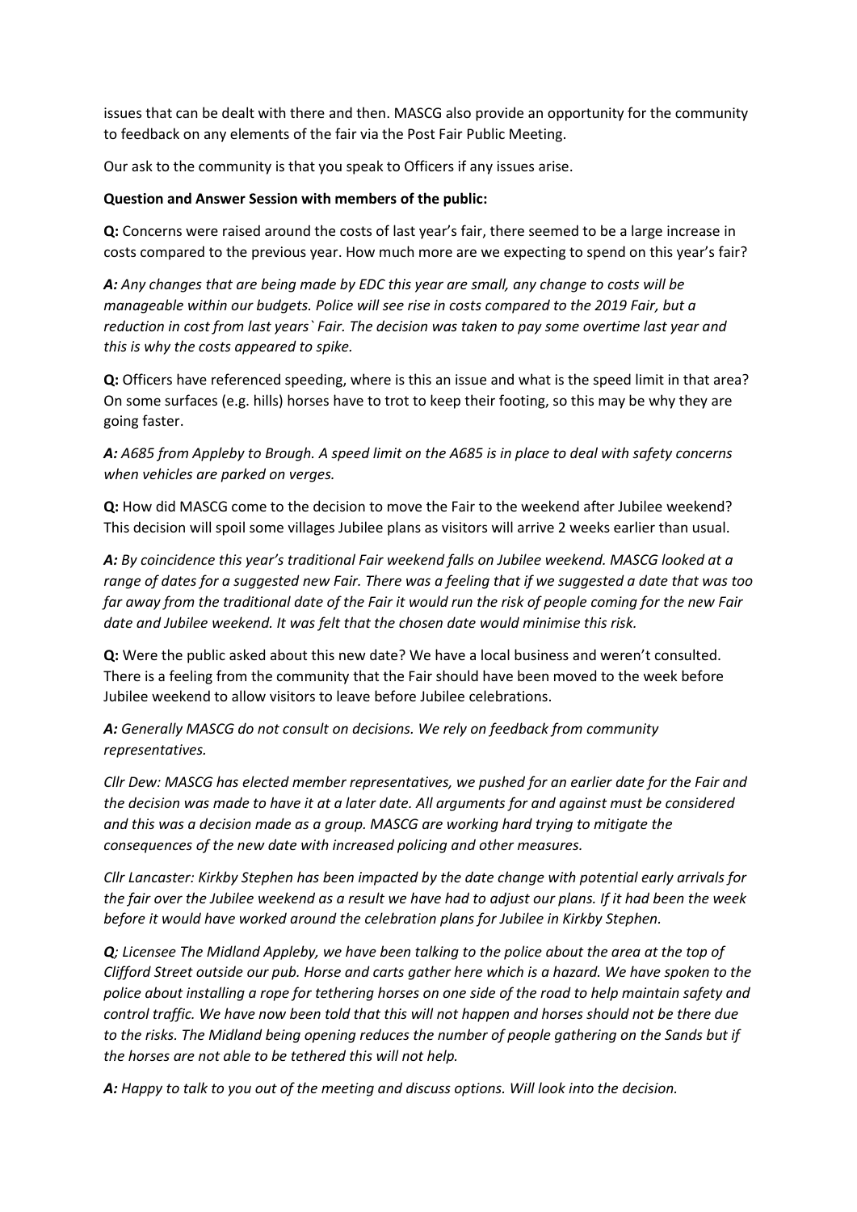issues that can be dealt with there and then. MASCG also provide an opportunity for the community to feedback on any elements of the fair via the Post Fair Public Meeting.

Our ask to the community is that you speak to Officers if any issues arise.

**Question and Answer Session with members of the public:**

**Q:** Concerns were raised around the costs of last year's fair, there seemed to be a large increase in costs compared to the previous year. How much more are we expecting to spend on this year's fair?

***A:*** *Any changes that are being made by EDC this year are small, any change to costs will be manageable within our budgets. Police will see rise in costs compared to the 2019 Fair, but a reduction in cost from last years` Fair. The decision was taken to pay some overtime last year and this is why the costs appeared to spike.*

**Q:** Officers have referenced speeding, where is this an issue and what is the speed limit in that area? On some surfaces (e.g. hills) horses have to trot to keep their footing, so this may be why they are going faster.

***A:*** *A685 from Appleby to Brough. A speed limit on the A685 is in place to deal with safety concerns when vehicles are parked on verges.*

**Q:** How did MASCG come to the decision to move the Fair to the weekend after Jubilee weekend? This decision will spoil some villages Jubilee plans as visitors will arrive 2 weeks earlier than usual.

***A:*** *By coincidence this year's traditional Fair weekend falls on Jubilee weekend. MASCG looked at a range of dates for a suggested new Fair. There was a feeling that if we suggested a date that was too far away from the traditional date of the Fair it would run the risk of people coming for the new Fair date and Jubilee weekend. It was felt that the chosen date would minimise this risk.*

**Q:** Were the public asked about this new date? We have a local business and weren't consulted. There is a feeling from the community that the Fair should have been moved to the week before Jubilee weekend to allow visitors to leave before Jubilee celebrations.

***A:*** *Generally MASCG do not consult on decisions. We rely on feedback from community representatives.*

*Cllr Dew: MASCG has elected member representatives, we pushed for an earlier date for the Fair and the decision was made to have it at a later date. All arguments for and against must be considered and this was a decision made as a group. MASCG are working hard trying to mitigate the consequences of the new date with increased policing and other measures.*

*Cllr Lancaster: Kirkby Stephen has been impacted by the date change with potential early arrivals for the fair over the Jubilee weekend as a result we have had to adjust our plans. If it had been the week before it would have worked around the celebration plans for Jubilee in Kirkby Stephen.*

***Q****; Licensee The Midland Appleby, we have been talking to the police about the area at the top of Clifford Street outside our pub. Horse and carts gather here which is a hazard. We have spoken to the police about installing a rope for tethering horses on one side of the road to help maintain safety and control traffic. We have now been told that this will not happen and horses should not be there due to the risks. The Midland being opening reduces the number of people gathering on the Sands but if the horses are not able to be tethered this will not help.*

***A:*** *Happy to talk to you out of the meeting and discuss options. Will look into the decision.*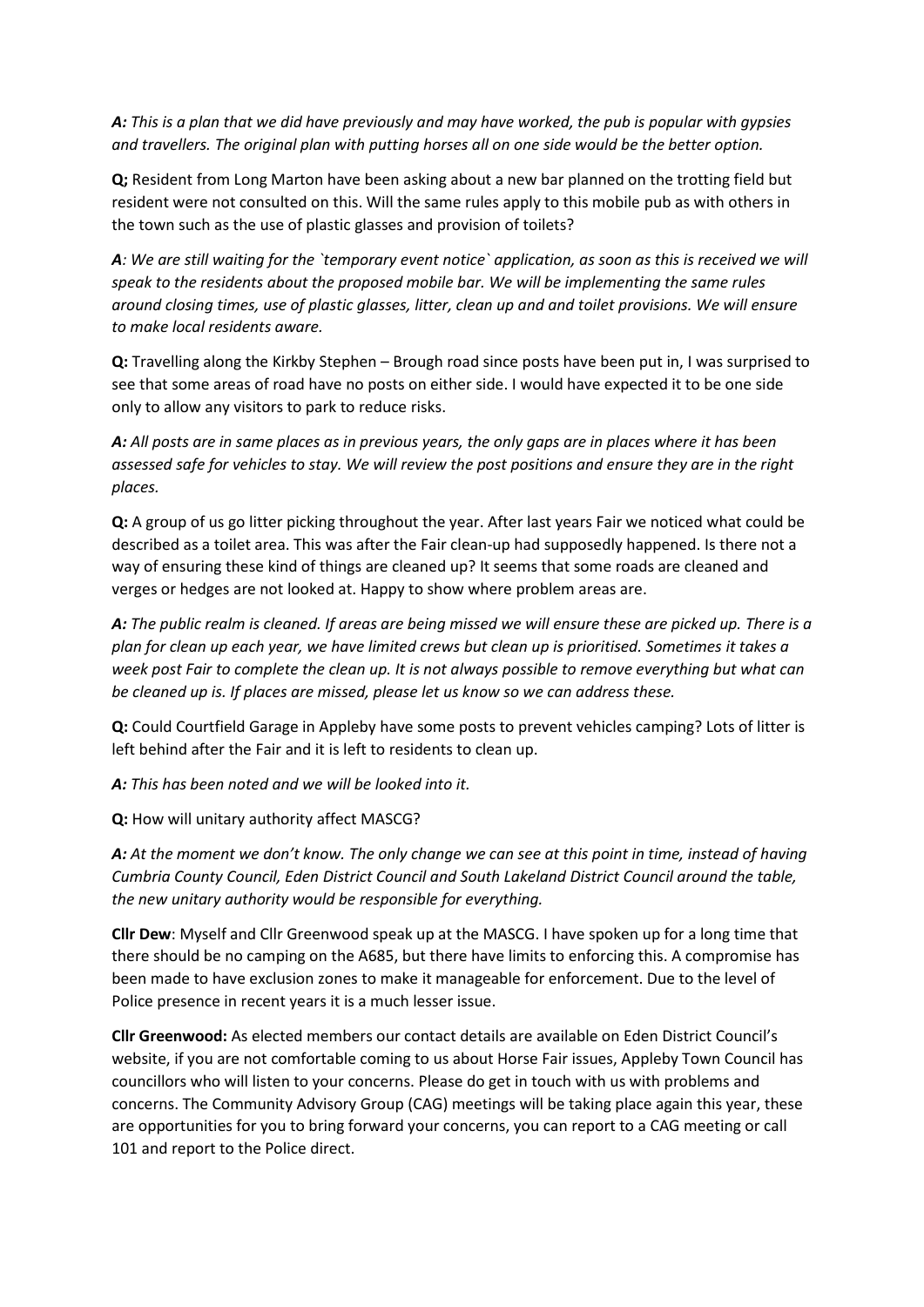***A:*** *This is a plan that we did have previously and may have worked, the pub is popular with gypsies and travellers. The original plan with putting horses all on one side would be the better option.*

**Q;** Resident from Long Marton have been asking about a new bar planned on the trotting field but resident were not consulted on this. Will the same rules apply to this mobile pub as with others in the town such as the use of plastic glasses and provision of toilets?

***A****: We are still waiting for the `temporary event notice` application, as soon as this is received we will speak to the residents about the proposed mobile bar. We will be implementing the same rules around closing times, use of plastic glasses, litter, clean up and and toilet provisions. We will ensure to make local residents aware.*

**Q:** Travelling along the Kirkby Stephen – Brough road since posts have been put in, I was surprised to see that some areas of road have no posts on either side. I would have expected it to be one side only to allow any visitors to park to reduce risks.

***A:*** *All posts are in same places as in previous years, the only gaps are in places where it has been assessed safe for vehicles to stay. We will review the post positions and ensure they are in the right places.*

**Q:** A group of us go litter picking throughout the year. After last years Fair we noticed what could be described as a toilet area. This was after the Fair clean-up had supposedly happened. Is there not a way of ensuring these kind of things are cleaned up? It seems that some roads are cleaned and verges or hedges are not looked at. Happy to show where problem areas are.

***A:*** *The public realm is cleaned. If areas are being missed we will ensure these are picked up. There is a plan for clean up each year, we have limited crews but clean up is prioritised. Sometimes it takes a week post Fair to complete the clean up. It is not always possible to remove everything but what can be cleaned up is. If places are missed, please let us know so we can address these.*

**Q:** Could Courtfield Garage in Appleby have some posts to prevent vehicles camping? Lots of litter is left behind after the Fair and it is left to residents to clean up.

***A:*** *This has been noted and we will be looked into it.*

**Q:** How will unitary authority affect MASCG?

***A:*** *At the moment we don't know. The only change we can see at this point in time, instead of having Cumbria County Council, Eden District Council and South Lakeland District Council around the table, the new unitary authority would be responsible for everything.*

**Cllr Dew**: Myself and Cllr Greenwood speak up at the MASCG. I have spoken up for a long time that there should be no camping on the A685, but there have limits to enforcing this. A compromise has been made to have exclusion zones to make it manageable for enforcement. Due to the level of Police presence in recent years it is a much lesser issue.

**Cllr Greenwood:** As elected members our contact details are available on Eden District Council's website, if you are not comfortable coming to us about Horse Fair issues, Appleby Town Council has councillors who will listen to your concerns. Please do get in touch with us with problems and concerns. The Community Advisory Group (CAG) meetings will be taking place again this year, these are opportunities for you to bring forward your concerns, you can report to a CAG meeting or call 101 and report to the Police direct.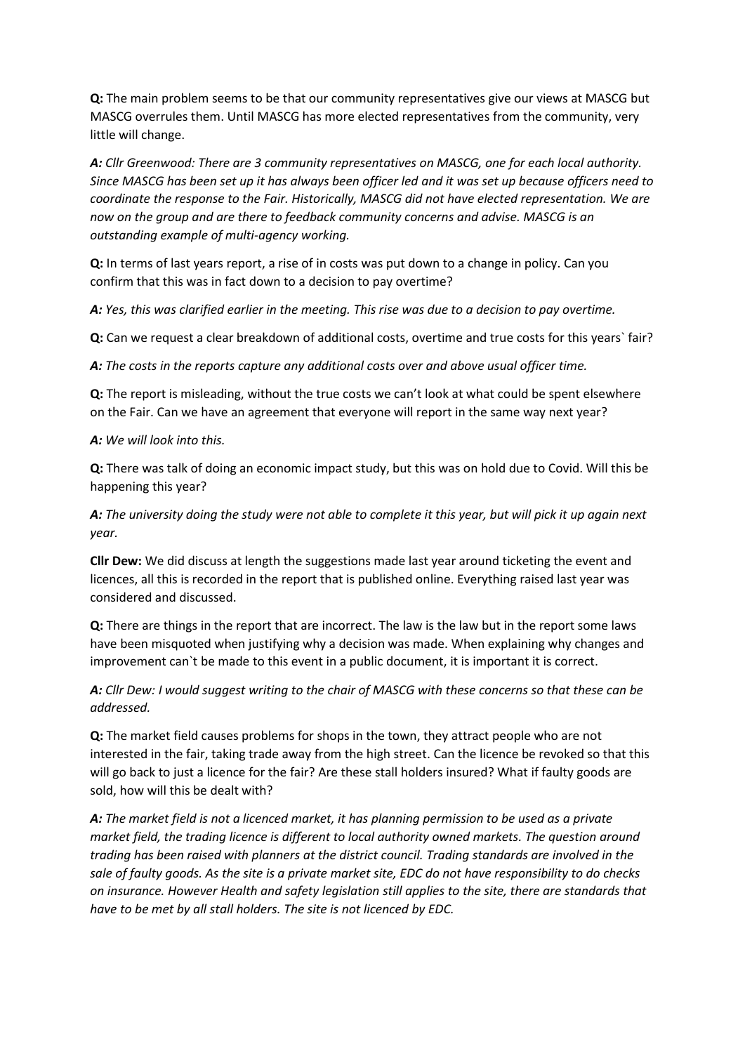**Q:** The main problem seems to be that our community representatives give our views at MASCG but MASCG overrules them. Until MASCG has more elected representatives from the community, very little will change.

***A:*** *Cllr Greenwood: There are 3 community representatives on MASCG, one for each local authority. Since MASCG has been set up it has always been officer led and it was set up because officers need to coordinate the response to the Fair. Historically, MASCG did not have elected representation. We are now on the group and are there to feedback community concerns and advise. MASCG is an outstanding example of multi-agency working.*

**Q:** In terms of last years report, a rise of in costs was put down to a change in policy. Can you confirm that this was in fact down to a decision to pay overtime?

***A:*** *Yes, this was clarified earlier in the meeting. This rise was due to a decision to pay overtime.*

**Q:** Can we request a clear breakdown of additional costs, overtime and true costs for this years` fair?

***A:*** *The costs in the reports capture any additional costs over and above usual officer time.*

**Q:** The report is misleading, without the true costs we can't look at what could be spent elsewhere on the Fair. Can we have an agreement that everyone will report in the same way next year?

***A:*** *We will look into this.*

**Q:** There was talk of doing an economic impact study, but this was on hold due to Covid. Will this be happening this year?

***A:*** *The university doing the study were not able to complete it this year, but will pick it up again next year.*

**Cllr Dew:** We did discuss at length the suggestions made last year around ticketing the event and licences, all this is recorded in the report that is published online. Everything raised last year was considered and discussed.

**Q:** There are things in the report that are incorrect. The law is the law but in the report some laws have been misquoted when justifying why a decision was made. When explaining why changes and improvement can`t be made to this event in a public document, it is important it is correct.

***A:*** *Cllr Dew: I would suggest writing to the chair of MASCG with these concerns so that these can be addressed.*

**Q:** The market field causes problems for shops in the town, they attract people who are not interested in the fair, taking trade away from the high street. Can the licence be revoked so that this will go back to just a licence for the fair? Are these stall holders insured? What if faulty goods are sold, how will this be dealt with?

***A:*** *The market field is not a licenced market, it has planning permission to be used as a private market field, the trading licence is different to local authority owned markets. The question around trading has been raised with planners at the district council. Trading standards are involved in the sale of faulty goods. As the site is a private market site, EDC do not have responsibility to do checks on insurance. However Health and safety legislation still applies to the site, there are standards that have to be met by all stall holders. The site is not licenced by EDC.*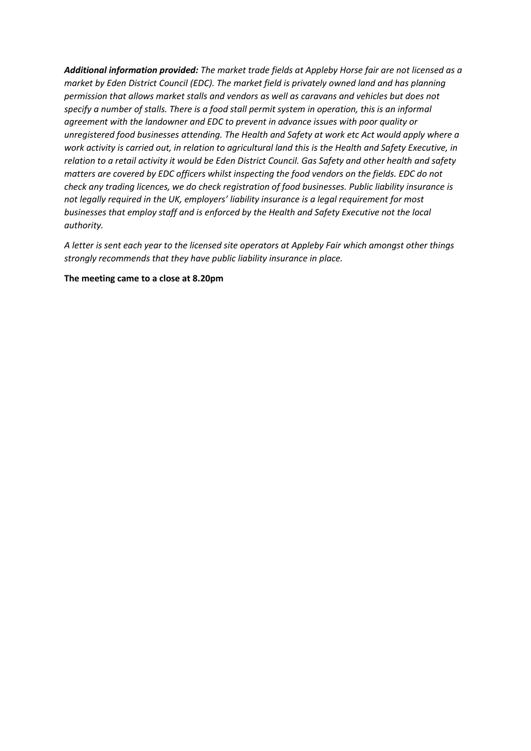***Additional information provided:*** *The market trade fields at Appleby Horse fair are not licensed as a market by Eden District Council (EDC). The market field is privately owned land and has planning permission that allows market stalls and vendors as well as caravans and vehicles but does not specify a number of stalls. There is a food stall permit system in operation, this is an informal agreement with the landowner and EDC to prevent in advance issues with poor quality or unregistered food businesses attending. The Health and Safety at work etc Act would apply where a work activity is carried out, in relation to agricultural land this is the Health and Safety Executive, in relation to a retail activity it would be Eden District Council. Gas Safety and other health and safety matters are covered by EDC officers whilst inspecting the food vendors on the fields. EDC do not check any trading licences, we do check registration of food businesses. Public liability insurance is not legally required in the UK, employers' liability insurance is a legal requirement for most businesses that employ staff and is enforced by the Health and Safety Executive not the local authority.*

*A letter is sent each year to the licensed site operators at Appleby Fair which amongst other things strongly recommends that they have public liability insurance in place.*

**The meeting came to a close at 8.20pm**